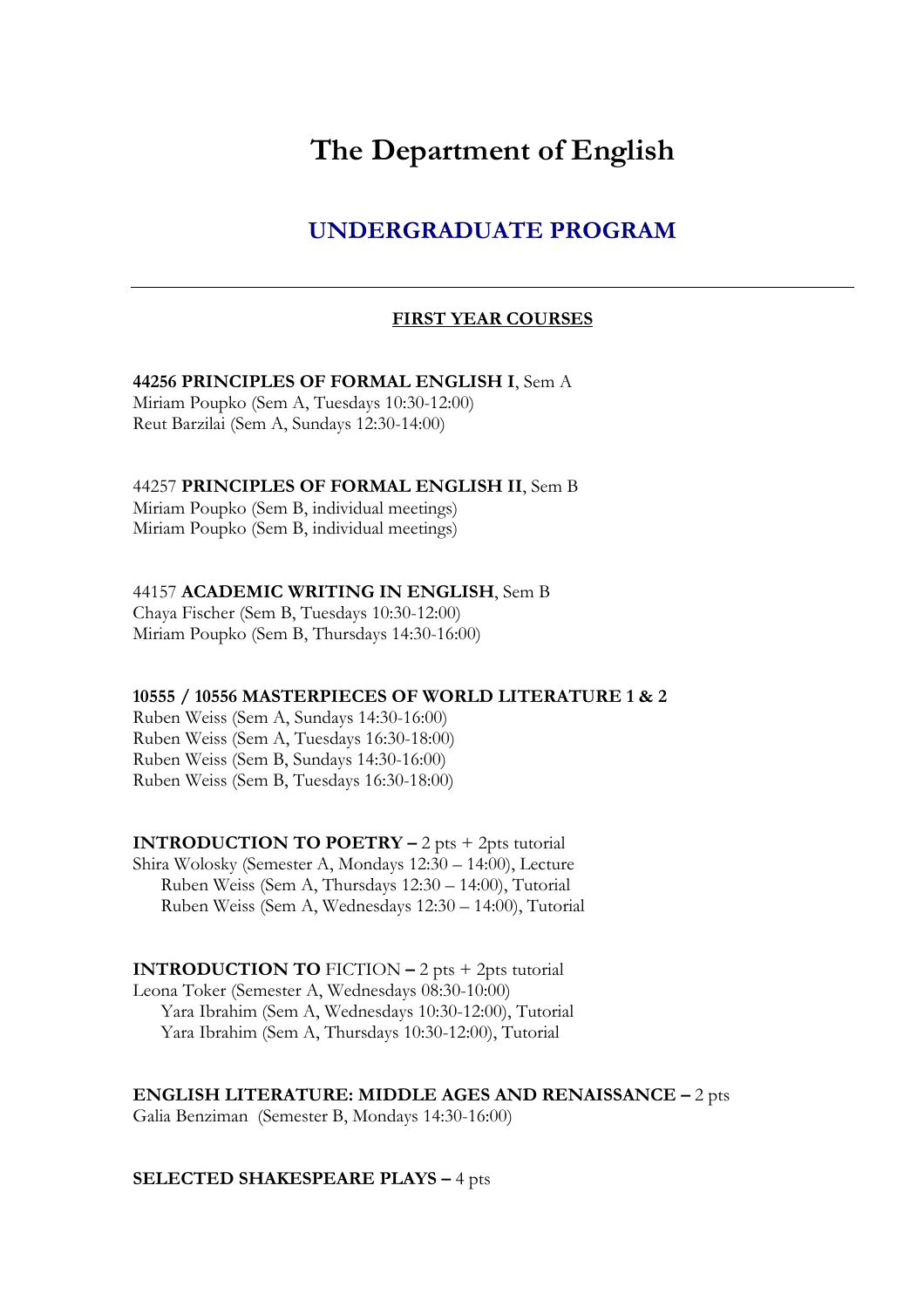# The Department of English

## UNDERGRADUATE PROGRAM

---

### FIRST YEAR COURSES

**44256 PRINCIPLES OF FORMAL ENGLISH I**, Sem A
Miriam Poupko (Sem A, Tuesdays 10:30-12:00)
Reut Barzilai (Sem A, Sundays 12:30-14:00)

44257 **PRINCIPLES OF FORMAL ENGLISH II**, Sem B
Miriam Poupko (Sem B, individual meetings)
Miriam Poupko (Sem B, individual meetings)

44157 **ACADEMIC WRITING IN ENGLISH**, Sem B
Chaya Fischer (Sem B, Tuesdays 10:30-12:00)
Miriam Poupko (Sem B, Thursdays 14:30-16:00)

**10555 / 10556 MASTERPIECES OF WORLD LITERATURE 1 & 2**
Ruben Weiss (Sem A, Sundays 14:30-16:00)
Ruben Weiss (Sem A, Tuesdays 16:30-18:00)
Ruben Weiss (Sem B, Sundays 14:30-16:00)
Ruben Weiss (Sem B, Tuesdays 16:30-18:00)

**INTRODUCTION TO POETRY –** 2 pts + 2pts tutorial
Shira Wolosky (Semester A, Mondays 12:30 – 14:00), Lecture
    Ruben Weiss (Sem A, Thursdays 12:30 – 14:00), Tutorial
    Ruben Weiss (Sem A, Wednesdays 12:30 – 14:00), Tutorial

**INTRODUCTION TO** FICTION **–** 2 pts + 2pts tutorial
Leona Toker (Semester A, Wednesdays 08:30-10:00)
    Yara Ibrahim (Sem A, Wednesdays 10:30-12:00), Tutorial
    Yara Ibrahim (Sem A, Thursdays 10:30-12:00), Tutorial

**ENGLISH LITERATURE: MIDDLE AGES AND RENAISSANCE –** 2 pts
Galia Benziman (Semester B, Mondays 14:30-16:00)

**SELECTED SHAKESPEARE PLAYS –** 4 pts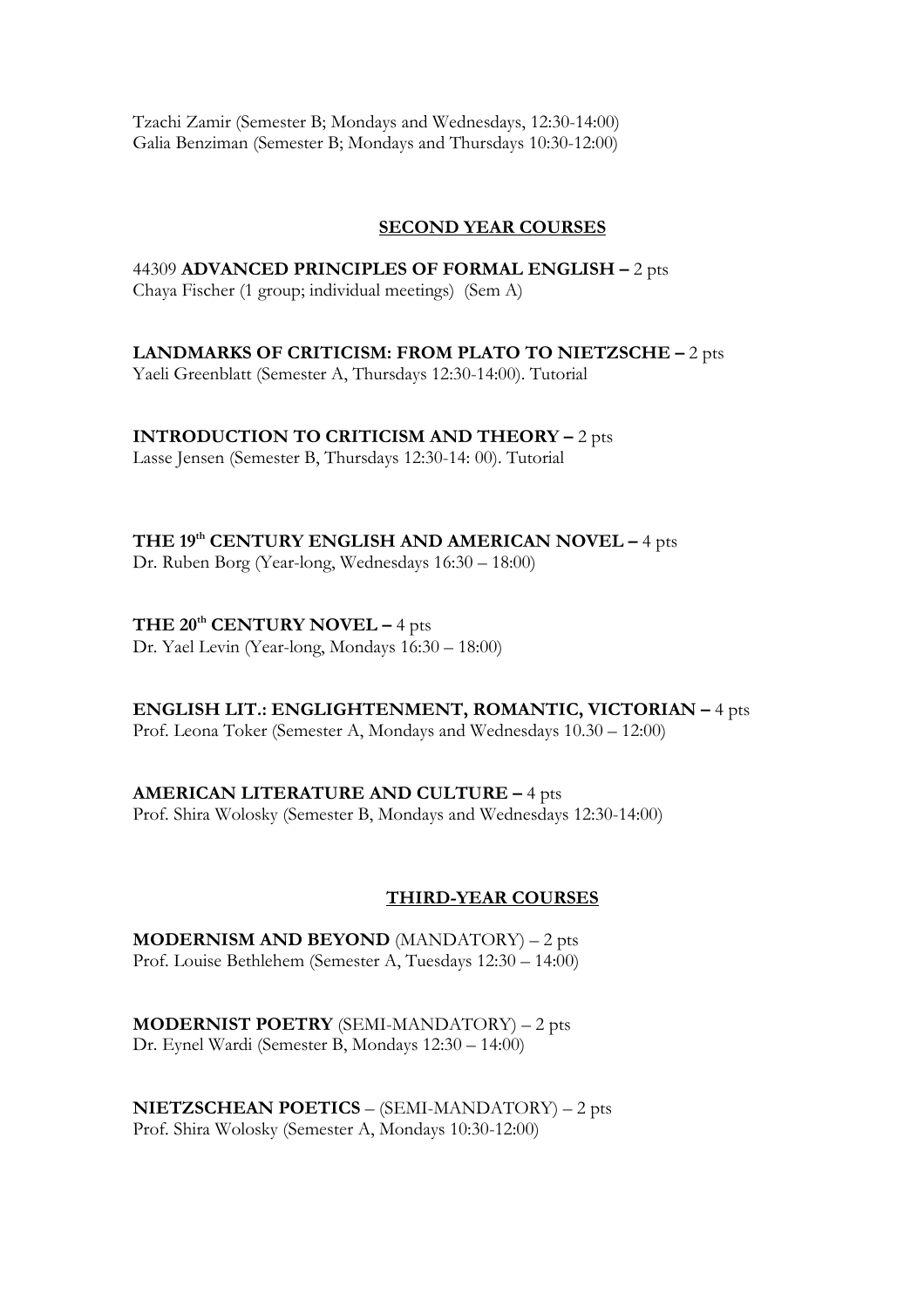Tzachi Zamir (Semester B; Mondays and Wednesdays, 12:30-14:00)
Galia Benziman (Semester B; Mondays and Thursdays 10:30-12:00)

## SECOND YEAR COURSES

44309 **ADVANCED PRINCIPLES OF FORMAL ENGLISH –** 2 pts
Chaya Fischer (1 group; individual meetings) (Sem A)

**LANDMARKS OF CRITICISM: FROM PLATO TO NIETZSCHE –** 2 pts
Yaeli Greenblatt (Semester A, Thursdays 12:30-14:00). Tutorial

**INTRODUCTION TO CRITICISM AND THEORY –** 2 pts
Lasse Jensen (Semester B, Thursdays 12:30-14: 00). Tutorial

**THE 19th CENTURY ENGLISH AND AMERICAN NOVEL –** 4 pts
Dr. Ruben Borg (Year-long, Wednesdays 16:30 – 18:00)

**THE 20th CENTURY NOVEL –** 4 pts
Dr. Yael Levin (Year-long, Mondays 16:30 – 18:00)

**ENGLISH LIT.: ENGLIGHTENMENT, ROMANTIC, VICTORIAN –** 4 pts
Prof. Leona Toker (Semester A, Mondays and Wednesdays 10.30 – 12:00)

**AMERICAN LITERATURE AND CULTURE –** 4 pts
Prof. Shira Wolosky (Semester B, Mondays and Wednesdays 12:30-14:00)

## THIRD-YEAR COURSES

**MODERNISM AND BEYOND** (MANDATORY) – 2 pts
Prof. Louise Bethlehem (Semester A, Tuesdays 12:30 – 14:00)

**MODERNIST POETRY** (SEMI-MANDATORY) – 2 pts
Dr. Eynel Wardi (Semester B, Mondays 12:30 – 14:00)

**NIETZSCHEAN POETICS** – (SEMI-MANDATORY) – 2 pts
Prof. Shira Wolosky (Semester A, Mondays 10:30-12:00)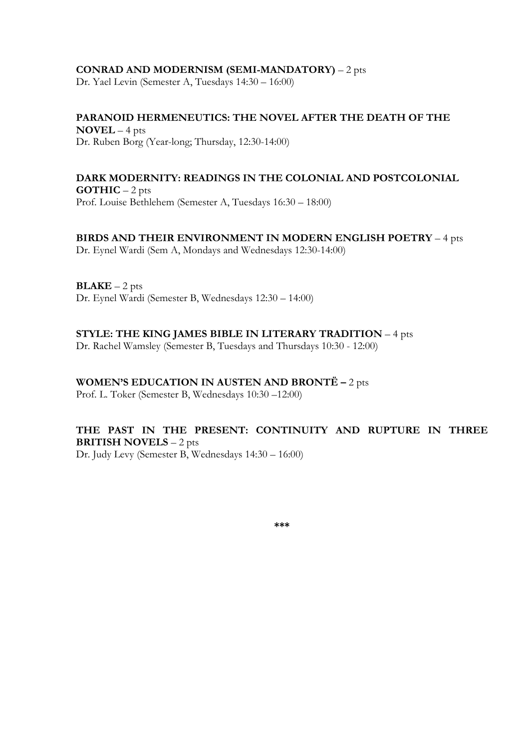**CONRAD AND MODERNISM (SEMI-MANDATORY)** – 2 pts
Dr. Yael Levin (Semester A, Tuesdays 14:30 – 16:00)

**PARANOID HERMENEUTICS: THE NOVEL AFTER THE DEATH OF THE NOVEL** – 4 pts
Dr. Ruben Borg (Year-long; Thursday, 12:30-14:00)

**DARK MODERNITY: READINGS IN THE COLONIAL AND POSTCOLONIAL GOTHIC** – 2 pts
Prof. Louise Bethlehem (Semester A, Tuesdays 16:30 – 18:00)

**BIRDS AND THEIR ENVIRONMENT IN MODERN ENGLISH POETRY** – 4 pts
Dr. Eynel Wardi (Sem A, Mondays and Wednesdays 12:30-14:00)

**BLAKE** – 2 pts
Dr. Eynel Wardi (Semester B, Wednesdays 12:30 – 14:00)

**STYLE: THE KING JAMES BIBLE IN LITERARY TRADITION** – 4 pts
Dr. Rachel Wamsley (Semester B, Tuesdays and Thursdays 10:30 - 12:00)

**WOMEN'S EDUCATION IN AUSTEN AND BRONTË –** 2 pts
Prof. L. Toker (Semester B, Wednesdays 10:30 –12:00)

**THE PAST IN THE PRESENT: CONTINUITY AND RUPTURE IN THREE BRITISH NOVELS** – 2 pts
Dr. Judy Levy (Semester B, Wednesdays 14:30 – 16:00)

***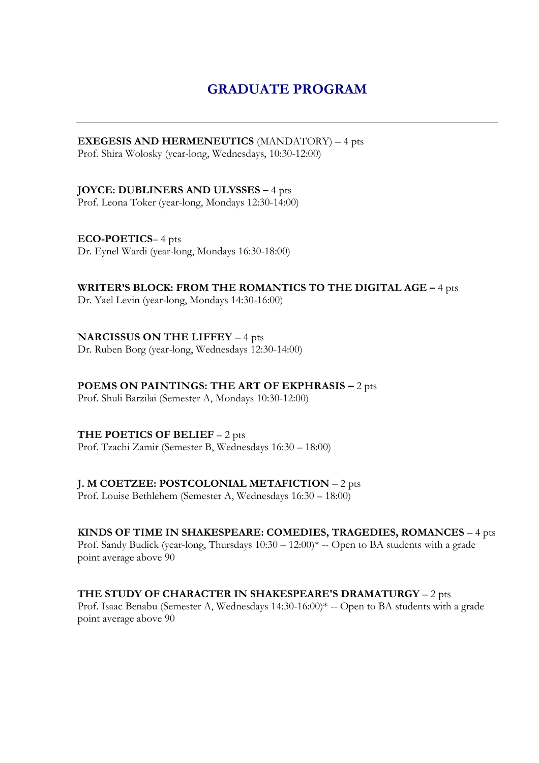# GRADUATE PROGRAM

---

**EXEGESIS AND HERMENEUTICS** (MANDATORY) – 4 pts
Prof. Shira Wolosky (year-long, Wednesdays, 10:30-12:00)

**JOYCE: DUBLINERS AND ULYSSES –** 4 pts
Prof. Leona Toker (year-long, Mondays 12:30-14:00)

**ECO-POETICS**– 4 pts
Dr. Eynel Wardi (year-long, Mondays 16:30-18:00)

**WRITER'S BLOCK: FROM THE ROMANTICS TO THE DIGITAL AGE –** 4 pts
Dr. Yael Levin (year-long, Mondays 14:30-16:00)

**NARCISSUS ON THE LIFFEY** – 4 pts
Dr. Ruben Borg (year-long, Wednesdays 12:30-14:00)

**POEMS ON PAINTINGS: THE ART OF EKPHRASIS –** 2 pts
Prof. Shuli Barzilai (Semester A, Mondays 10:30-12:00)

**THE POETICS OF BELIEF** – 2 pts
Prof. Tzachi Zamir (Semester B, Wednesdays 16:30 – 18:00)

**J. M COETZEE: POSTCOLONIAL METAFICTION** – 2 pts
Prof. Louise Bethlehem (Semester A, Wednesdays 16:30 – 18:00)

**KINDS OF TIME IN SHAKESPEARE: COMEDIES, TRAGEDIES, ROMANCES** – 4 pts
Prof. Sandy Budick (year-long, Thursdays 10:30 – 12:00)* -- Open to BA students with a grade point average above 90

**THE STUDY OF CHARACTER IN SHAKESPEARE'S DRAMATURGY** – 2 pts
Prof. Isaac Benabu (Semester A, Wednesdays 14:30-16:00)* -- Open to BA students with a grade point average above 90